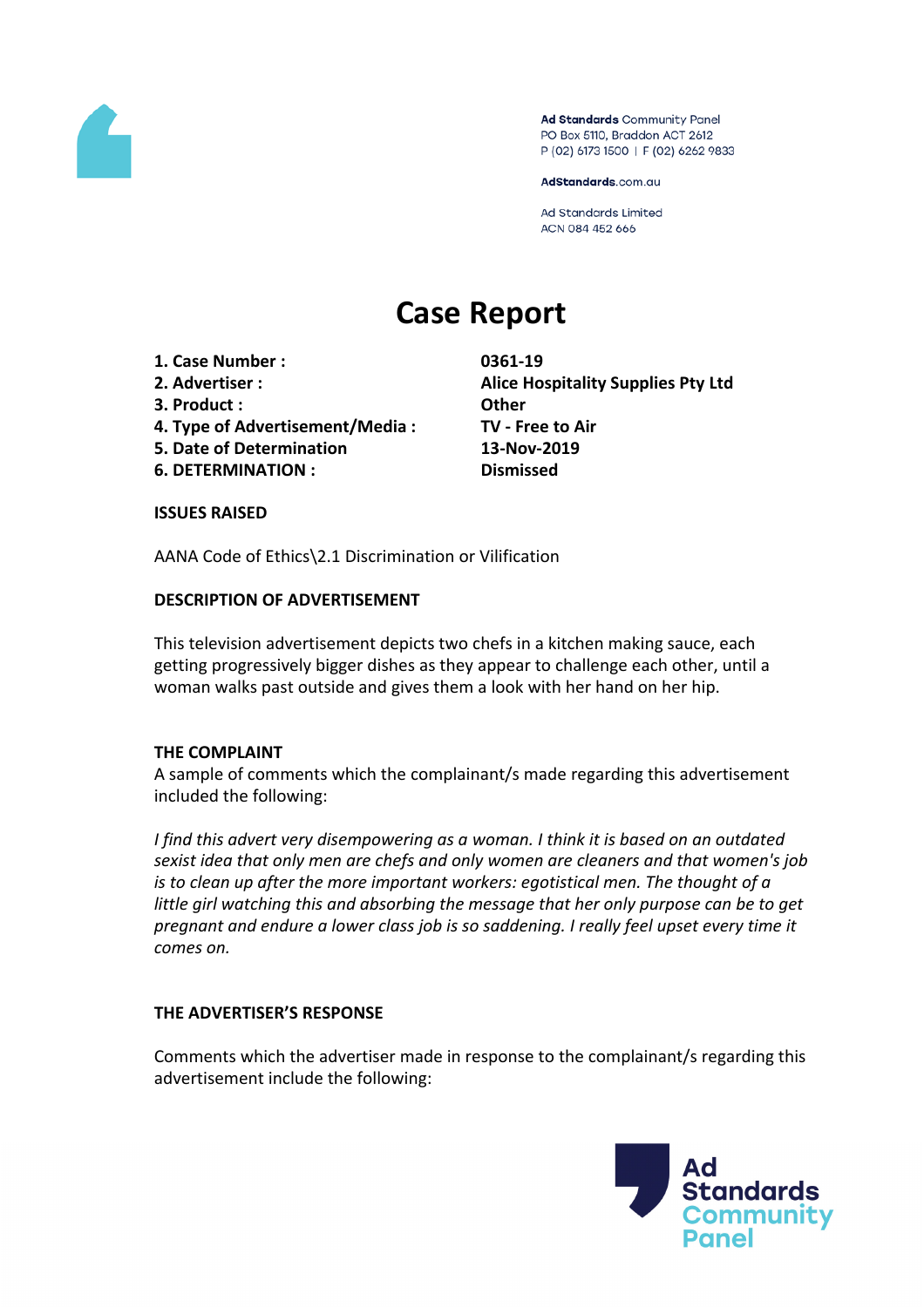Ad Standards Community Panel
PO Box 5110, Braddon ACT 2612
P (02) 6173 1500 | F (02) 6262 9833

AdStandards.com.au

Ad Standards Limited
ACN 084 452 666

# Case Report

| | |
|---|---|
| **1. Case Number :** | **0361-19** |
| **2. Advertiser :** | **Alice Hospitality Supplies Pty Ltd** |
| **3. Product :** | **Other** |
| **4. Type of Advertisement/Media :** | **TV - Free to Air** |
| **5. Date of Determination** | **13-Nov-2019** |
| **6. DETERMINATION :** | **Dismissed** |

**ISSUES RAISED**

AANA Code of Ethics\2.1 Discrimination or Vilification

**DESCRIPTION OF ADVERTISEMENT**

This television advertisement depicts two chefs in a kitchen making sauce, each getting progressively bigger dishes as they appear to challenge each other, until a woman walks past outside and gives them a look with her hand on her hip.

**THE COMPLAINT**

A sample of comments which the complainant/s made regarding this advertisement included the following:

*I find this advert very disempowering as a woman. I think it is based on an outdated sexist idea that only men are chefs and only women are cleaners and that women's job is to clean up after the more important workers: egotistical men. The thought of a little girl watching this and absorbing the message that her only purpose can be to get pregnant and endure a lower class job is so saddening. I really feel upset every time it comes on.*

**THE ADVERTISER'S RESPONSE**

Comments which the advertiser made in response to the complainant/s regarding this advertisement include the following: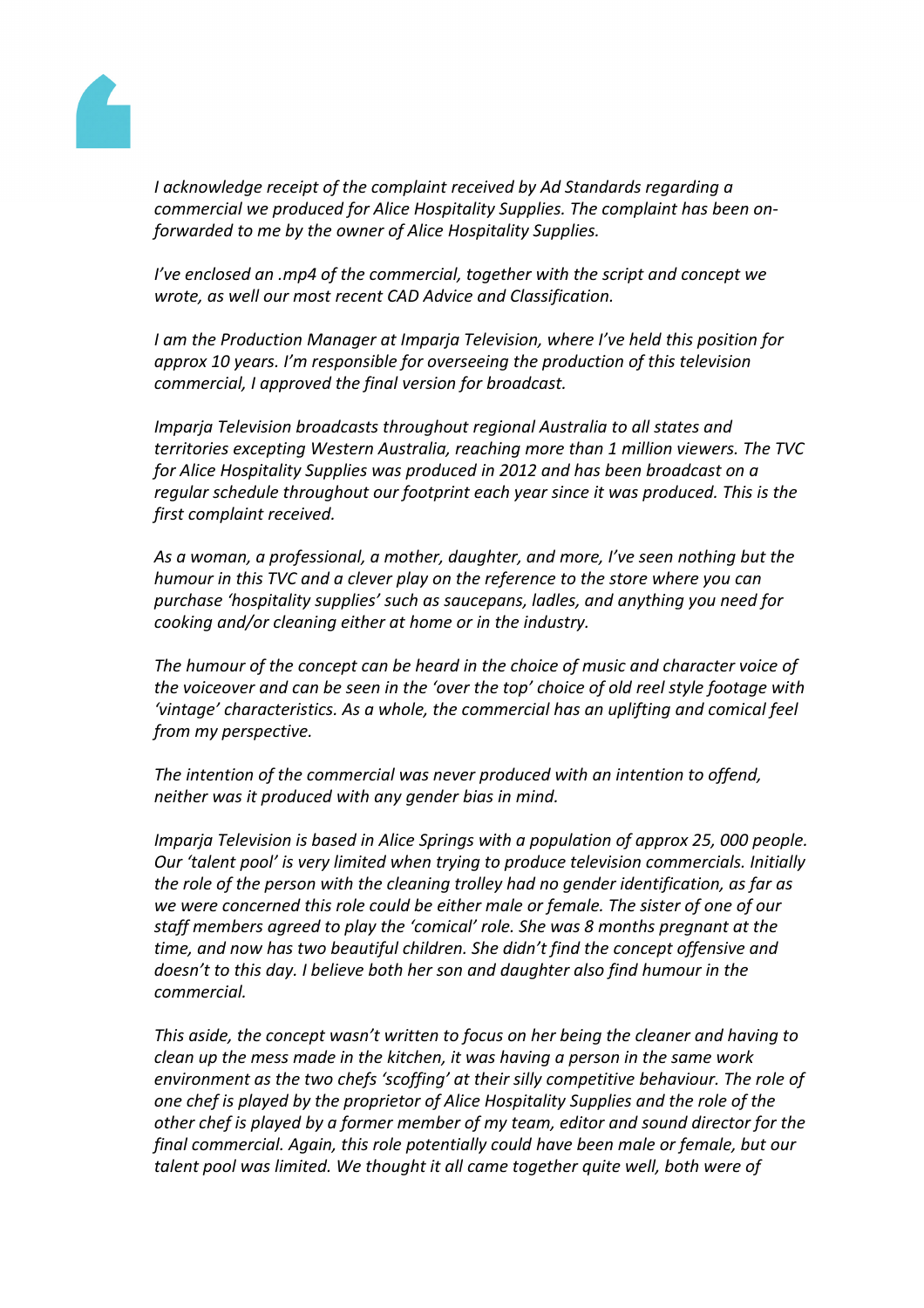*I acknowledge receipt of the complaint received by Ad Standards regarding a commercial we produced for Alice Hospitality Supplies. The complaint has been on-forwarded to me by the owner of Alice Hospitality Supplies.*

*I've enclosed an .mp4 of the commercial, together with the script and concept we wrote, as well our most recent CAD Advice and Classification.*

*I am the Production Manager at Imparja Television, where I've held this position for approx 10 years. I'm responsible for overseeing the production of this television commercial, I approved the final version for broadcast.*

*Imparja Television broadcasts throughout regional Australia to all states and territories excepting Western Australia, reaching more than 1 million viewers. The TVC for Alice Hospitality Supplies was produced in 2012 and has been broadcast on a regular schedule throughout our footprint each year since it was produced. This is the first complaint received.*

*As a woman, a professional, a mother, daughter, and more, I've seen nothing but the humour in this TVC and a clever play on the reference to the store where you can purchase 'hospitality supplies' such as saucepans, ladles, and anything you need for cooking and/or cleaning either at home or in the industry.*

*The humour of the concept can be heard in the choice of music and character voice of the voiceover and can be seen in the 'over the top' choice of old reel style footage with 'vintage' characteristics. As a whole, the commercial has an uplifting and comical feel from my perspective.*

*The intention of the commercial was never produced with an intention to offend, neither was it produced with any gender bias in mind.*

*Imparja Television is based in Alice Springs with a population of approx 25, 000 people. Our 'talent pool' is very limited when trying to produce television commercials. Initially the role of the person with the cleaning trolley had no gender identification, as far as we were concerned this role could be either male or female. The sister of one of our staff members agreed to play the 'comical' role. She was 8 months pregnant at the time, and now has two beautiful children. She didn't find the concept offensive and doesn't to this day. I believe both her son and daughter also find humour in the commercial.*

*This aside, the concept wasn't written to focus on her being the cleaner and having to clean up the mess made in the kitchen, it was having a person in the same work environment as the two chefs 'scoffing' at their silly competitive behaviour. The role of one chef is played by the proprietor of Alice Hospitality Supplies and the role of the other chef is played by a former member of my team, editor and sound director for the final commercial. Again, this role potentially could have been male or female, but our talent pool was limited. We thought it all came together quite well, both were of*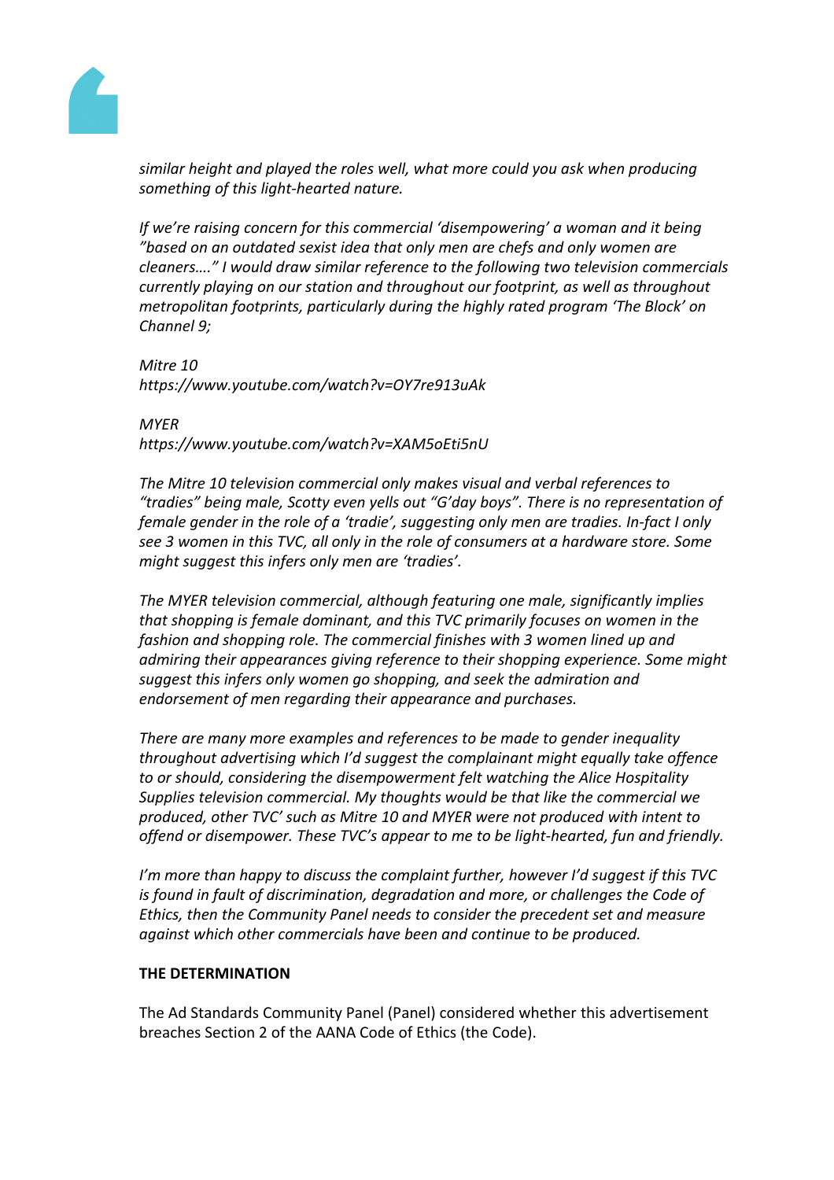*similar height and played the roles well, what more could you ask when producing something of this light-hearted nature.*

*If we're raising concern for this commercial 'disempowering' a woman and it being "based on an outdated sexist idea that only men are chefs and only women are cleaners…." I would draw similar reference to the following two television commercials currently playing on our station and throughout our footprint, as well as throughout metropolitan footprints, particularly during the highly rated program 'The Block' on Channel 9;*

*Mitre 10*
*https://www.youtube.com/watch?v=OY7re913uAk*

*MYER*
*https://www.youtube.com/watch?v=XAM5oEti5nU*

*The Mitre 10 television commercial only makes visual and verbal references to "tradies" being male, Scotty even yells out "G'day boys". There is no representation of female gender in the role of a 'tradie', suggesting only men are tradies. In-fact I only see 3 women in this TVC, all only in the role of consumers at a hardware store. Some might suggest this infers only men are 'tradies'.*

*The MYER television commercial, although featuring one male, significantly implies that shopping is female dominant, and this TVC primarily focuses on women in the fashion and shopping role. The commercial finishes with 3 women lined up and admiring their appearances giving reference to their shopping experience. Some might suggest this infers only women go shopping, and seek the admiration and endorsement of men regarding their appearance and purchases.*

*There are many more examples and references to be made to gender inequality throughout advertising which I'd suggest the complainant might equally take offence to or should, considering the disempowerment felt watching the Alice Hospitality Supplies television commercial. My thoughts would be that like the commercial we produced, other TVC' such as Mitre 10 and MYER were not produced with intent to offend or disempower. These TVC's appear to me to be light-hearted, fun and friendly.*

*I'm more than happy to discuss the complaint further, however I'd suggest if this TVC is found in fault of discrimination, degradation and more, or challenges the Code of Ethics, then the Community Panel needs to consider the precedent set and measure against which other commercials have been and continue to be produced.*

**THE DETERMINATION**

The Ad Standards Community Panel (Panel) considered whether this advertisement breaches Section 2 of the AANA Code of Ethics (the Code).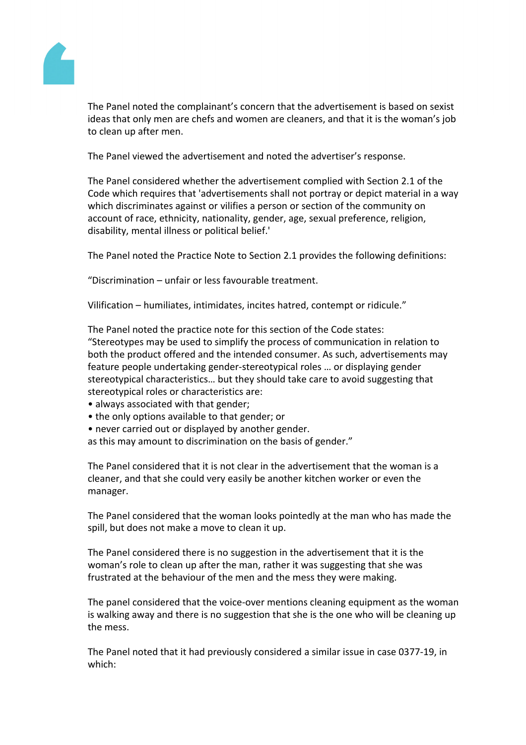The Panel noted the complainant's concern that the advertisement is based on sexist ideas that only men are chefs and women are cleaners, and that it is the woman's job to clean up after men.

The Panel viewed the advertisement and noted the advertiser's response.

The Panel considered whether the advertisement complied with Section 2.1 of the Code which requires that 'advertisements shall not portray or depict material in a way which discriminates against or vilifies a person or section of the community on account of race, ethnicity, nationality, gender, age, sexual preference, religion, disability, mental illness or political belief.'

The Panel noted the Practice Note to Section 2.1 provides the following definitions:

"Discrimination – unfair or less favourable treatment.

Vilification – humiliates, intimidates, incites hatred, contempt or ridicule."

The Panel noted the practice note for this section of the Code states:
"Stereotypes may be used to simplify the process of communication in relation to both the product offered and the intended consumer. As such, advertisements may feature people undertaking gender-stereotypical roles … or displaying gender stereotypical characteristics… but they should take care to avoid suggesting that stereotypical roles or characteristics are:

- always associated with that gender;
- the only options available to that gender; or
- never carried out or displayed by another gender.

as this may amount to discrimination on the basis of gender."

The Panel considered that it is not clear in the advertisement that the woman is a cleaner, and that she could very easily be another kitchen worker or even the manager.

The Panel considered that the woman looks pointedly at the man who has made the spill, but does not make a move to clean it up.

The Panel considered there is no suggestion in the advertisement that it is the woman's role to clean up after the man, rather it was suggesting that she was frustrated at the behaviour of the men and the mess they were making.

The panel considered that the voice-over mentions cleaning equipment as the woman is walking away and there is no suggestion that she is the one who will be cleaning up the mess.

The Panel noted that it had previously considered a similar issue in case 0377-19, in which: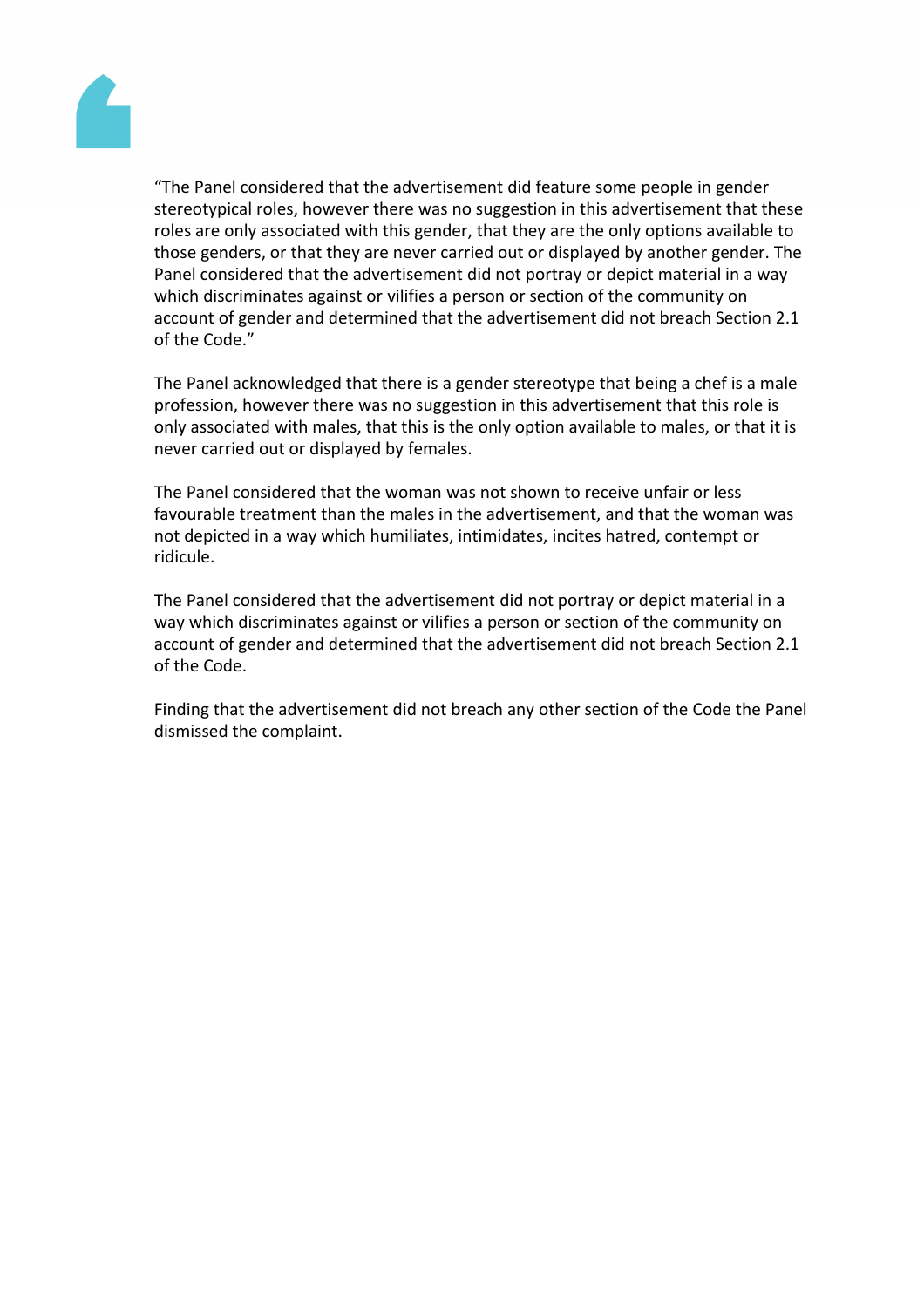“The Panel considered that the advertisement did feature some people in gender stereotypical roles, however there was no suggestion in this advertisement that these roles are only associated with this gender, that they are the only options available to those genders, or that they are never carried out or displayed by another gender. The Panel considered that the advertisement did not portray or depict material in a way which discriminates against or vilifies a person or section of the community on account of gender and determined that the advertisement did not breach Section 2.1 of the Code.”

The Panel acknowledged that there is a gender stereotype that being a chef is a male profession, however there was no suggestion in this advertisement that this role is only associated with males, that this is the only option available to males, or that it is never carried out or displayed by females.

The Panel considered that the woman was not shown to receive unfair or less favourable treatment than the males in the advertisement, and that the woman was not depicted in a way which humiliates, intimidates, incites hatred, contempt or ridicule.

The Panel considered that the advertisement did not portray or depict material in a way which discriminates against or vilifies a person or section of the community on account of gender and determined that the advertisement did not breach Section 2.1 of the Code.

Finding that the advertisement did not breach any other section of the Code the Panel dismissed the complaint.